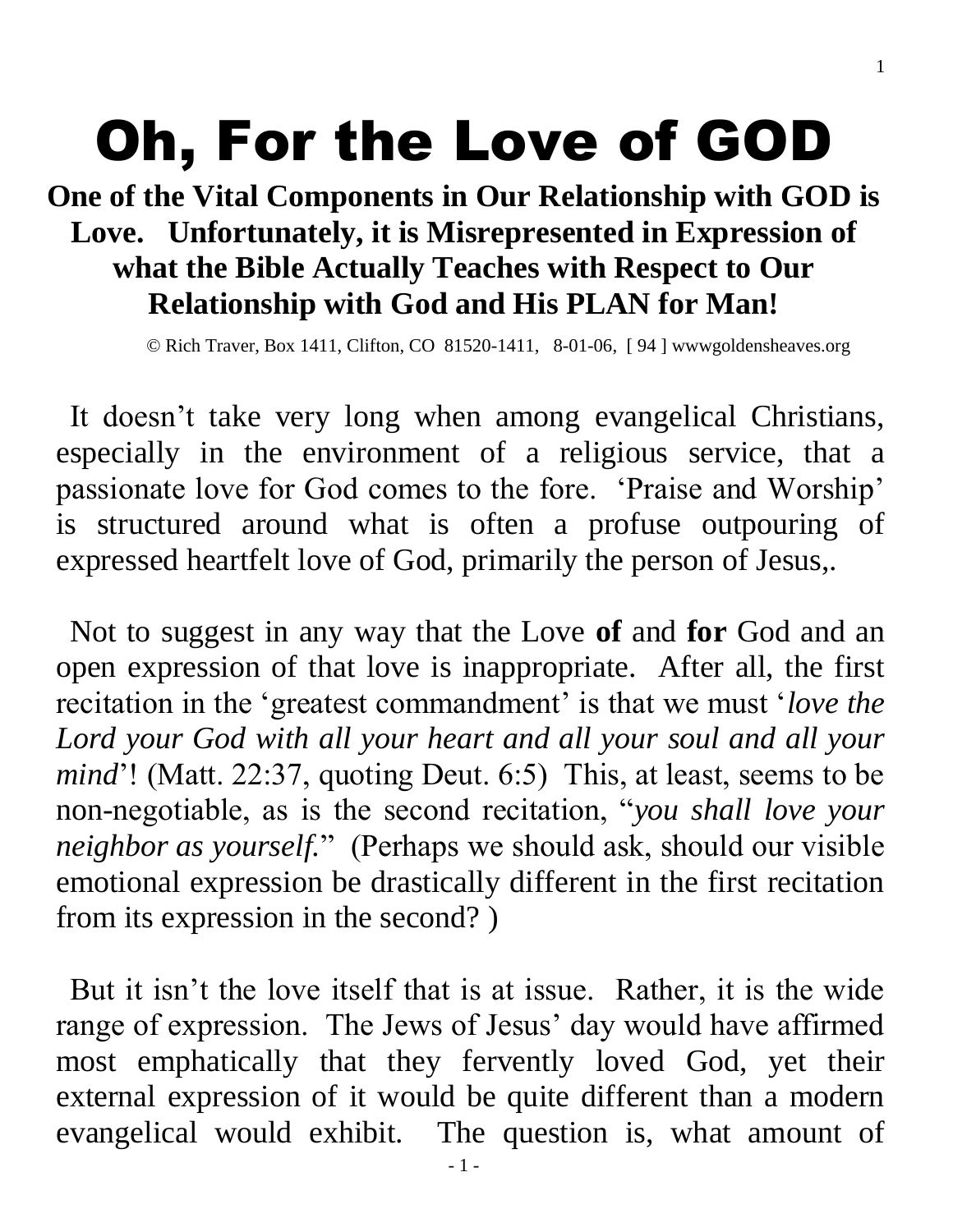# Oh, For the Love of GOD

**One of the Vital Components in Our Relationship with GOD is Love. Unfortunately, it is Misrepresented in Expression of what the Bible Actually Teaches with Respect to Our Relationship with God and His PLAN for Man!**

© Rich Traver, Box 1411, Clifton, CO 81520-1411, 8-01-06, [ 94 ] wwwgoldensheaves.org

It doesn't take very long when among evangelical Christians, especially in the environment of a religious service, that a passionate love for God comes to the fore. 'Praise and Worship' is structured around what is often a profuse outpouring of expressed heartfelt love of God, primarily the person of Jesus,.

Not to suggest in any way that the Love **of** and **for** God and an open expression of that love is inappropriate. After all, the first recitation in the 'greatest commandment' is that we must '*love the Lord your God with all your heart and all your soul and all your mind*'! (Matt. 22:37, quoting Deut. 6:5) This, at least, seems to be non-negotiable, as is the second recitation, "*you shall love your neighbor as yourself.*" (Perhaps we should ask, should our visible emotional expression be drastically different in the first recitation from its expression in the second? )

But it isn't the love itself that is at issue. Rather, it is the wide range of expression. The Jews of Jesus' day would have affirmed most emphatically that they fervently loved God, yet their external expression of it would be quite different than a modern evangelical would exhibit. The question is, what amount of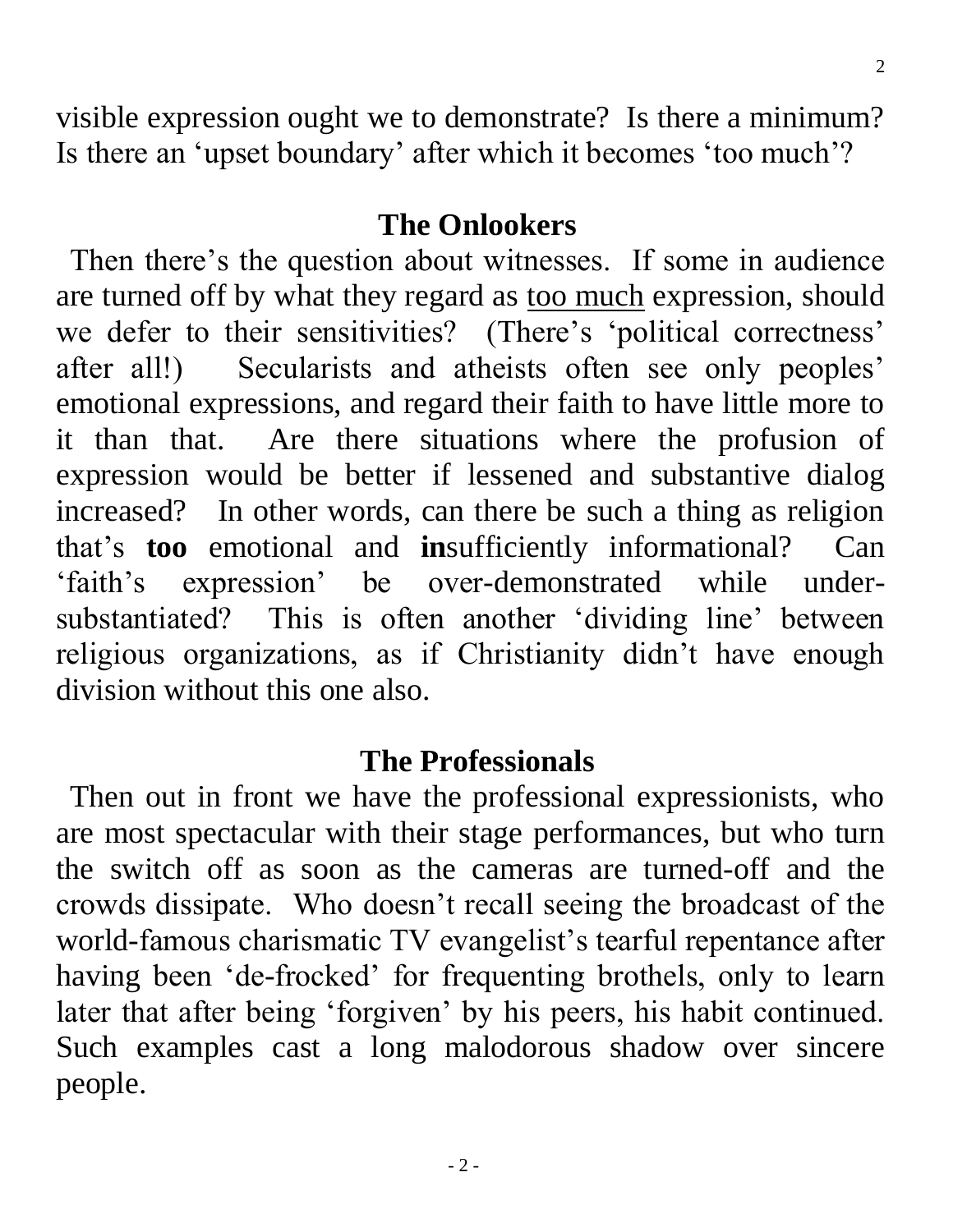visible expression ought we to demonstrate? Is there a minimum? Is there an 'upset boundary' after which it becomes 'too much'?

## The Onlookers

Then there's the question about witnesses. If some in audience are turned off by what they regard as <u>too much</u> expression, should we defer to their sensitivities? (There's 'political correctness' after all!) Secularists and atheists often see only peoples' emotional expressions, and regard their faith to have little more to it than that. Are there situations where the profusion of expression would be better if lessened and substantive dialog increased? In other words, can there be such a thing as religion that's **too** emotional and **in**sufficiently informational? Can 'faith's expression' be over-demonstrated while under-substantiated? This is often another 'dividing line' between religious organizations, as if Christianity didn't have enough division without this one also.

## The Professionals

Then out in front we have the professional expressionists, who are most spectacular with their stage performances, but who turn the switch off as soon as the cameras are turned-off and the crowds dissipate. Who doesn't recall seeing the broadcast of the world-famous charismatic TV evangelist's tearful repentance after having been 'de-frocked' for frequenting brothels, only to learn later that after being 'forgiven' by his peers, his habit continued. Such examples cast a long malodorous shadow over sincere people.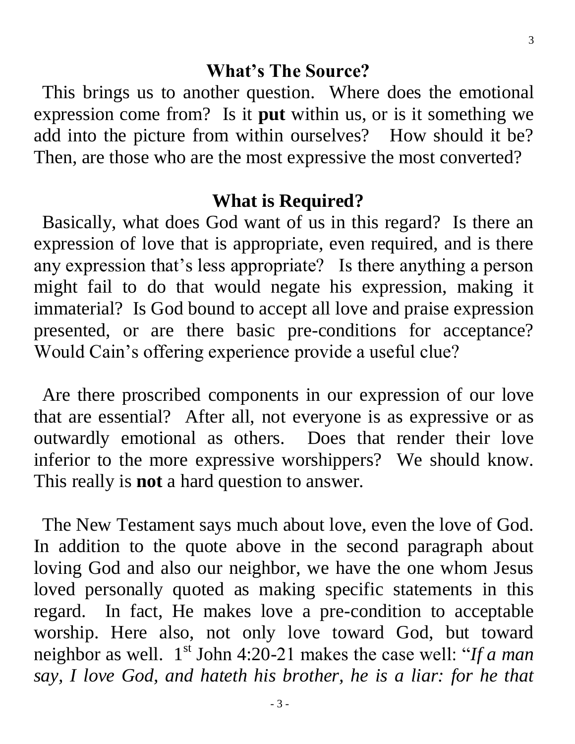## What's The Source?

This brings us to another question. Where does the emotional expression come from? Is it **put** within us, or is it something we add into the picture from within ourselves? How should it be? Then, are those who are the most expressive the most converted?

## What is Required?

Basically, what does God want of us in this regard? Is there an expression of love that is appropriate, even required, and is there any expression that's less appropriate? Is there anything a person might fail to do that would negate his expression, making it immaterial? Is God bound to accept all love and praise expression presented, or are there basic pre-conditions for acceptance? Would Cain's offering experience provide a useful clue?

Are there proscribed components in our expression of our love that are essential? After all, not everyone is as expressive or as outwardly emotional as others. Does that render their love inferior to the more expressive worshippers? We should know. This really is **not** a hard question to answer.

The New Testament says much about love, even the love of God. In addition to the quote above in the second paragraph about loving God and also our neighbor, we have the one whom Jesus loved personally quoted as making specific statements in this regard. In fact, He makes love a pre-condition to acceptable worship. Here also, not only love toward God, but toward neighbor as well. 1st John 4:20-21 makes the case well: "*If a man say, I love God, and hateth his brother, he is a liar: for he that*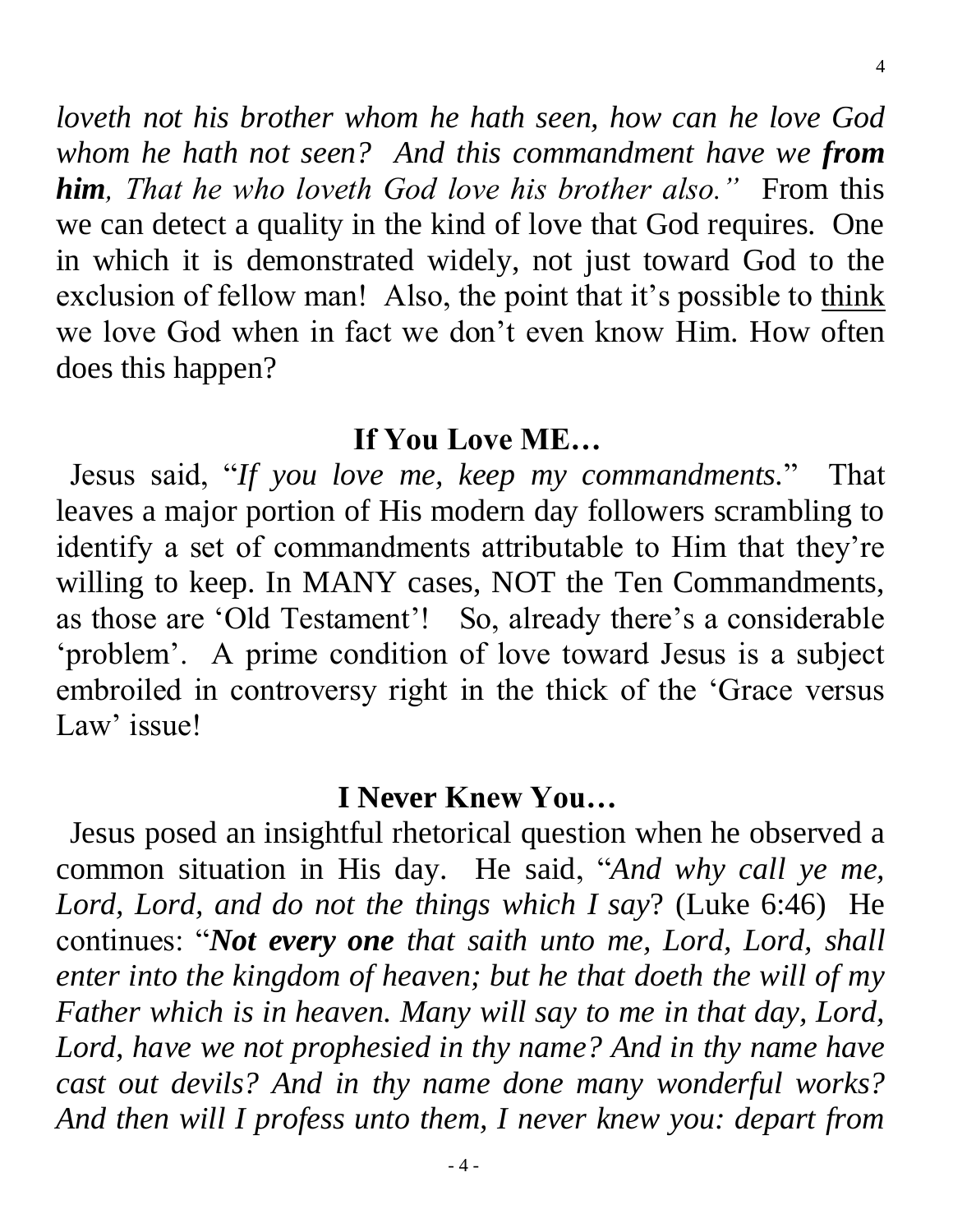*loveth not his brother whom he hath seen, how can he love God whom he hath not seen? And this commandment have we **from him**, That he who loveth God love his brother also."* From this we can detect a quality in the kind of love that God requires. One in which it is demonstrated widely, not just toward God to the exclusion of fellow man! Also, the point that it's possible to <u>think</u> we love God when in fact we don't even know Him. How often does this happen?

## If You Love ME…

Jesus said, "*If you love me, keep my commandments.*" That leaves a major portion of His modern day followers scrambling to identify a set of commandments attributable to Him that they're willing to keep. In MANY cases, NOT the Ten Commandments, as those are 'Old Testament'! So, already there's a considerable 'problem'. A prime condition of love toward Jesus is a subject embroiled in controversy right in the thick of the 'Grace versus Law' issue!

## I Never Knew You…

Jesus posed an insightful rhetorical question when he observed a common situation in His day. He said, "*And why call ye me, Lord, Lord, and do not the things which I say*? (Luke 6:46) He continues: "***Not every one** that saith unto me, Lord, Lord, shall enter into the kingdom of heaven; but he that doeth the will of my Father which is in heaven. Many will say to me in that day, Lord, Lord, have we not prophesied in thy name? And in thy name have cast out devils? And in thy name done many wonderful works? And then will I profess unto them, I never knew you: depart from*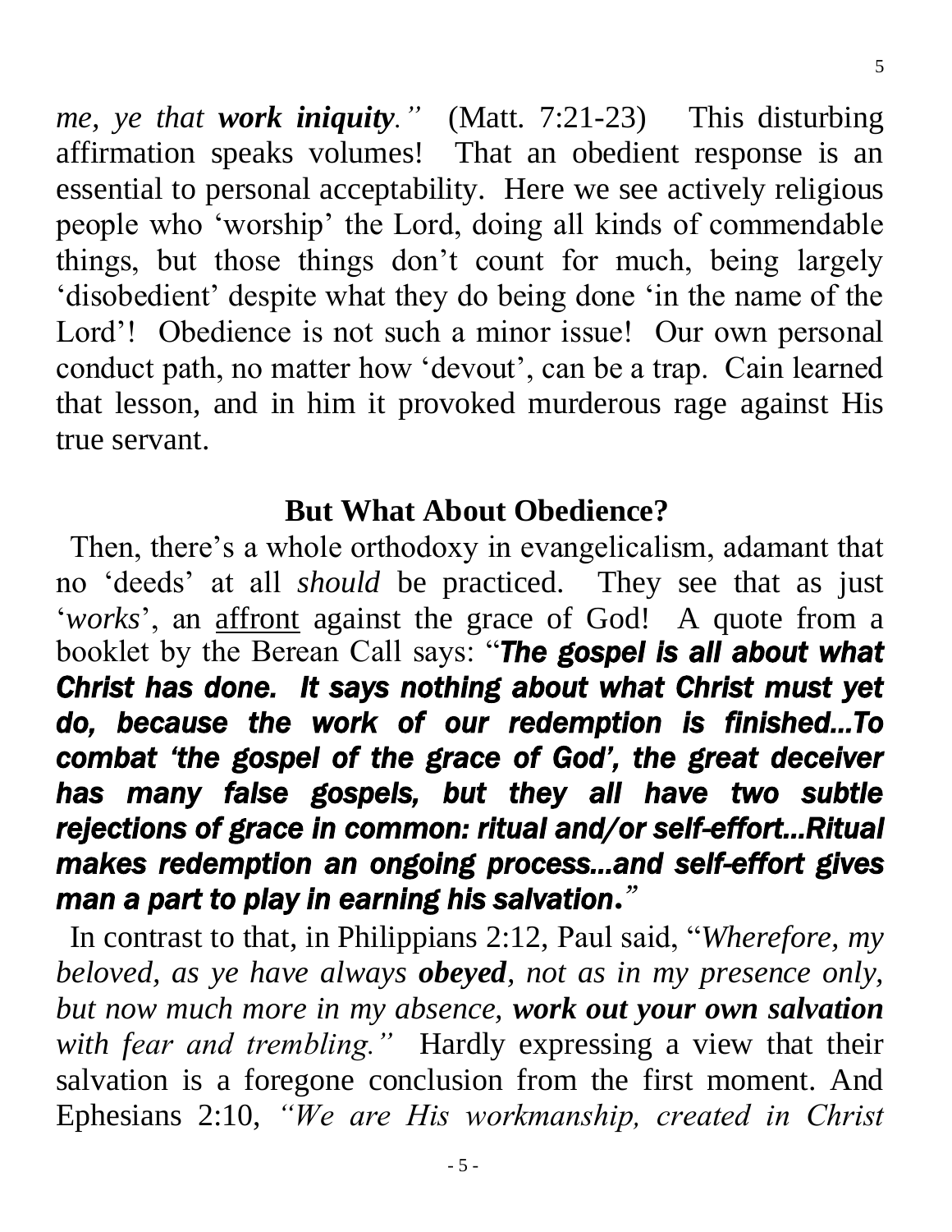*me, ye that **work iniquity**."* (Matt. 7:21-23) This disturbing affirmation speaks volumes! That an obedient response is an essential to personal acceptability. Here we see actively religious people who 'worship' the Lord, doing all kinds of commendable things, but those things don't count for much, being largely 'disobedient' despite what they do being done 'in the name of the Lord'! Obedience is not such a minor issue! Our own personal conduct path, no matter how 'devout', can be a trap. Cain learned that lesson, and in him it provoked murderous rage against His true servant.

## But What About Obedience?

Then, there's a whole orthodoxy in evangelicalism, adamant that no 'deeds' at all *should* be practiced. They see that as just '*works*', an <u>affront</u> against the grace of God! A quote from a booklet by the Berean Call says: "***The gospel is all about what Christ has done. It says nothing about what Christ must yet do, because the work of our redemption is finished…To combat 'the gospel of the grace of God', the great deceiver has many false gospels, but they all have two subtle rejections of grace in common: ritual and/or self-effort…Ritual makes redemption an ongoing process…and self-effort gives man a part to play in earning his salvation.***"

In contrast to that, in Philippians 2:12, Paul said, "*Wherefore, my beloved, as ye have always **obeyed**, not as in my presence only, but now much more in my absence, **work out your own salvation** with fear and trembling."* Hardly expressing a view that their salvation is a foregone conclusion from the first moment. And Ephesians 2:10, *"We are His workmanship, created in Christ*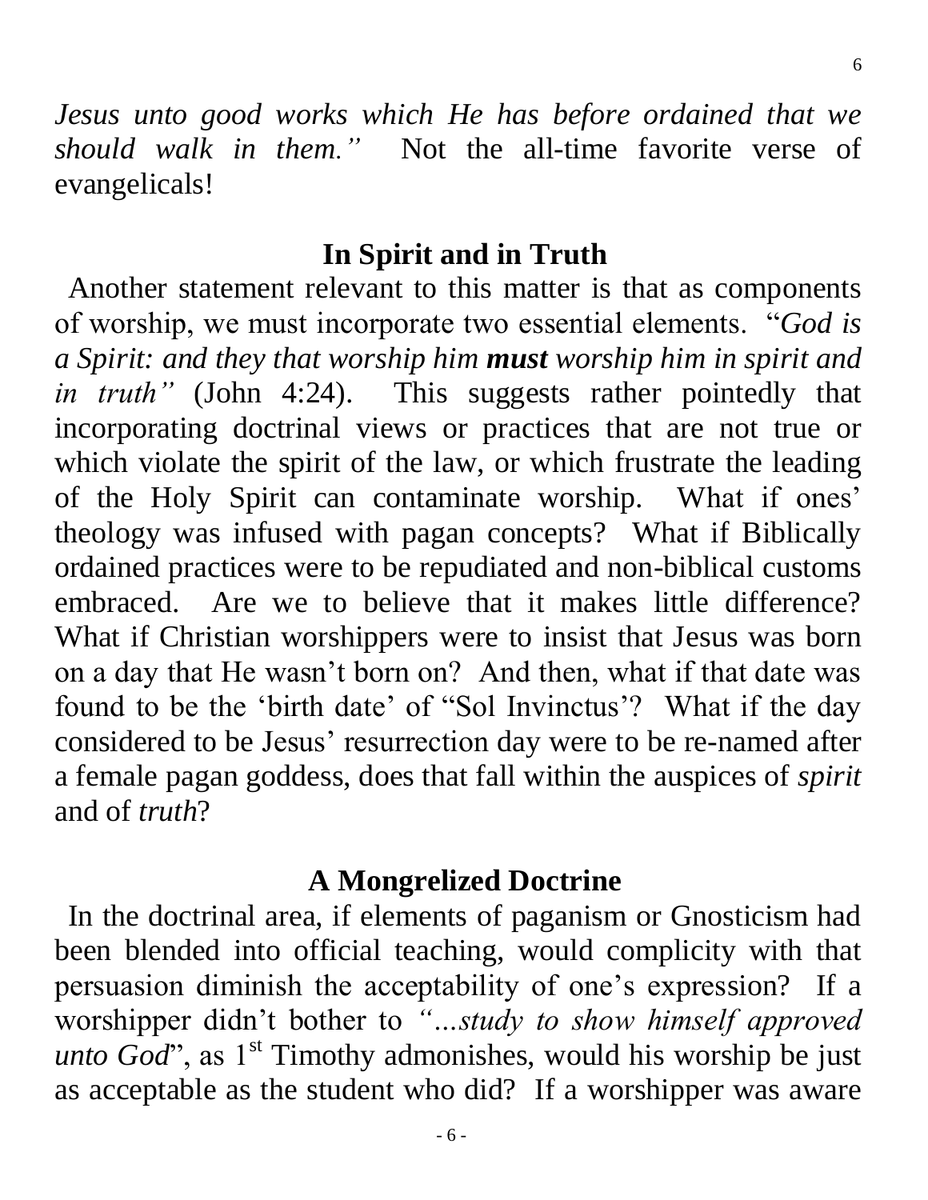*Jesus unto good works which He has before ordained that we should walk in them."* Not the all-time favorite verse of evangelicals!

## In Spirit and in Truth

Another statement relevant to this matter is that as components of worship, we must incorporate two essential elements. "*God is a Spirit: and they that worship him* ***must*** *worship him in spirit and in truth"* (John 4:24). This suggests rather pointedly that incorporating doctrinal views or practices that are not true or which violate the spirit of the law, or which frustrate the leading of the Holy Spirit can contaminate worship. What if ones' theology was infused with pagan concepts? What if Biblically ordained practices were to be repudiated and non-biblical customs embraced. Are we to believe that it makes little difference? What if Christian worshippers were to insist that Jesus was born on a day that He wasn't born on? And then, what if that date was found to be the 'birth date' of "Sol Invinctus'? What if the day considered to be Jesus' resurrection day were to be re-named after a female pagan goddess, does that fall within the auspices of *spirit* and of *truth*?

## A Mongrelized Doctrine

In the doctrinal area, if elements of paganism or Gnosticism had been blended into official teaching, would complicity with that persuasion diminish the acceptability of one's expression? If a worshipper didn't bother to *"...study to show himself approved unto God*", as 1st Timothy admonishes, would his worship be just as acceptable as the student who did? If a worshipper was aware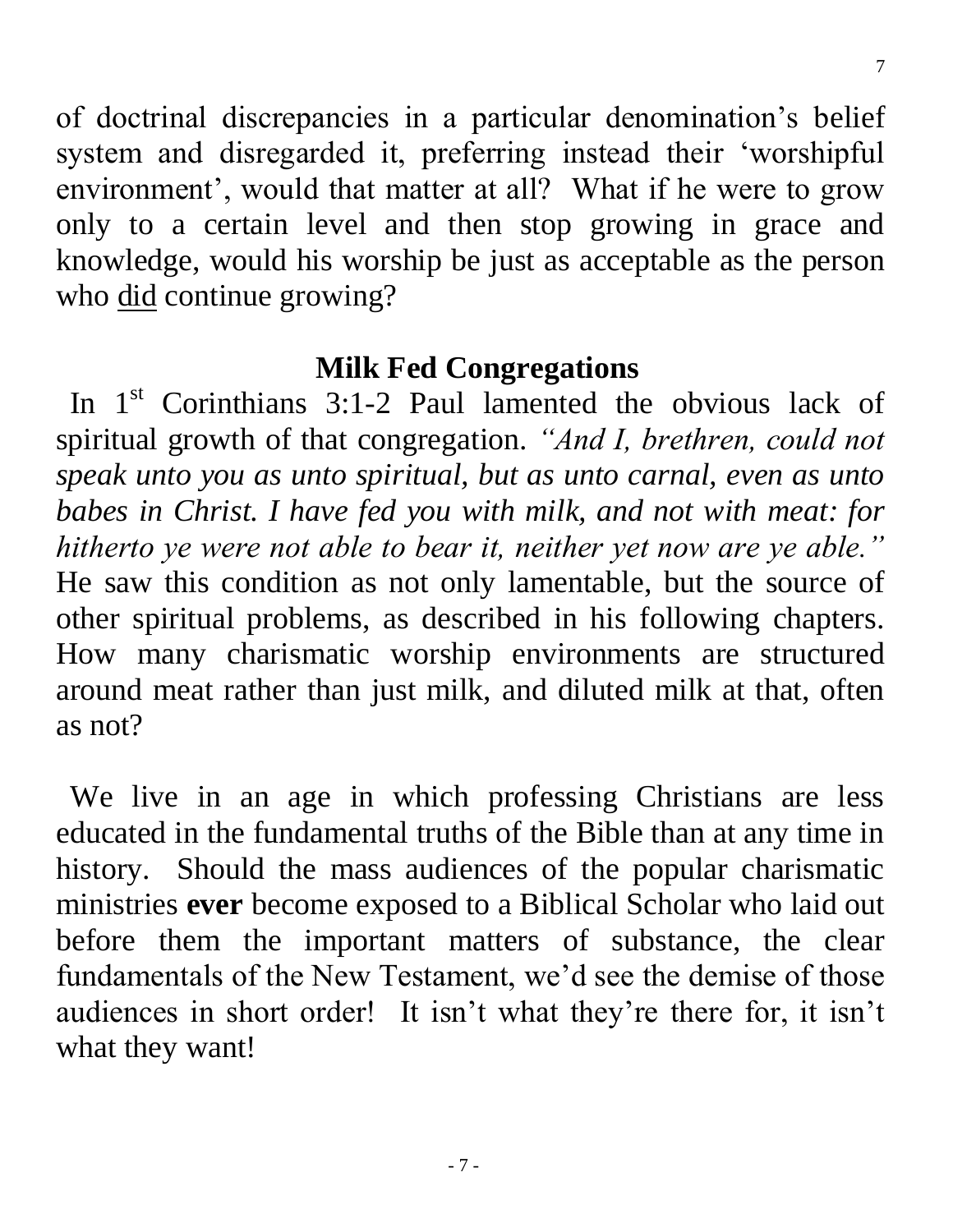of doctrinal discrepancies in a particular denomination's belief system and disregarded it, preferring instead their 'worshipful environment', would that matter at all? What if he were to grow only to a certain level and then stop growing in grace and knowledge, would his worship be just as acceptable as the person who <u>did</u> continue growing?

## Milk Fed Congregations

In 1st Corinthians 3:1-2 Paul lamented the obvious lack of spiritual growth of that congregation. *"And I, brethren, could not speak unto you as unto spiritual, but as unto carnal, even as unto babes in Christ. I have fed you with milk, and not with meat: for hitherto ye were not able to bear it, neither yet now are ye able."* He saw this condition as not only lamentable, but the source of other spiritual problems, as described in his following chapters. How many charismatic worship environments are structured around meat rather than just milk, and diluted milk at that, often as not?

We live in an age in which professing Christians are less educated in the fundamental truths of the Bible than at any time in history. Should the mass audiences of the popular charismatic ministries **ever** become exposed to a Biblical Scholar who laid out before them the important matters of substance, the clear fundamentals of the New Testament, we'd see the demise of those audiences in short order! It isn't what they're there for, it isn't what they want!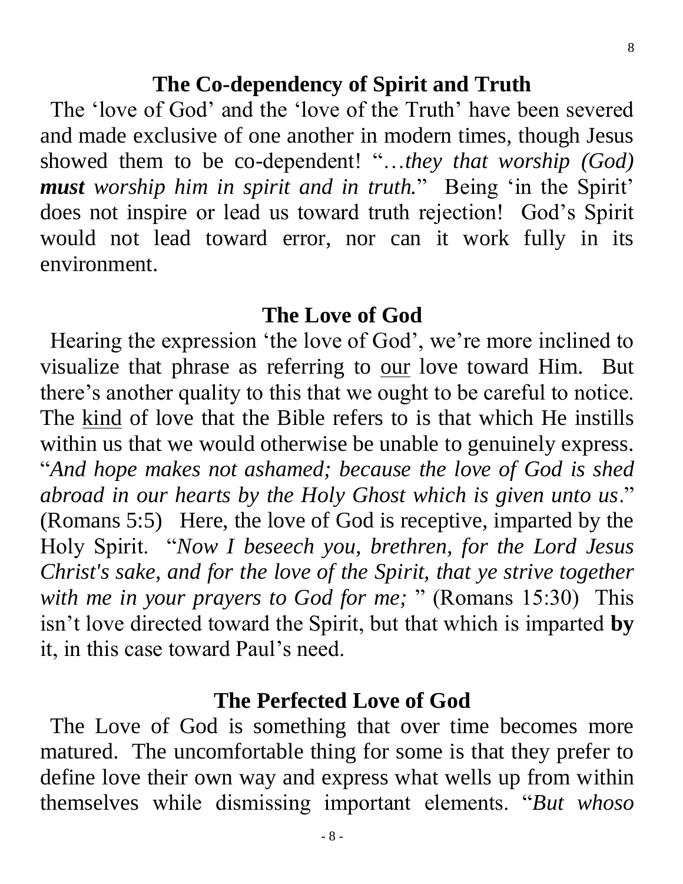## The Co-dependency of Spirit and Truth

The 'love of God' and the 'love of the Truth' have been severed and made exclusive of one another in modern times, though Jesus showed them to be co-dependent! "…*they that worship (God)* ***must*** *worship him in spirit and in truth.*" Being 'in the Spirit' does not inspire or lead us toward truth rejection! God's Spirit would not lead toward error, nor can it work fully in its environment.

## The Love of God

Hearing the expression 'the love of God', we're more inclined to visualize that phrase as referring to <u>our</u> love toward Him. But there's another quality to this that we ought to be careful to notice. The <u>kind</u> of love that the Bible refers to is that which He instills within us that we would otherwise be unable to genuinely express. "*And hope makes not ashamed; because the love of God is shed abroad in our hearts by the Holy Ghost which is given unto us*." (Romans 5:5) Here, the love of God is receptive, imparted by the Holy Spirit. "*Now I beseech you, brethren, for the Lord Jesus Christ's sake, and for the love of the Spirit, that ye strive together with me in your prayers to God for me;* " (Romans 15:30) This isn't love directed toward the Spirit, but that which is imparted **by** it, in this case toward Paul's need.

## The Perfected Love of God

The Love of God is something that over time becomes more matured. The uncomfortable thing for some is that they prefer to define love their own way and express what wells up from within themselves while dismissing important elements. "*But whoso*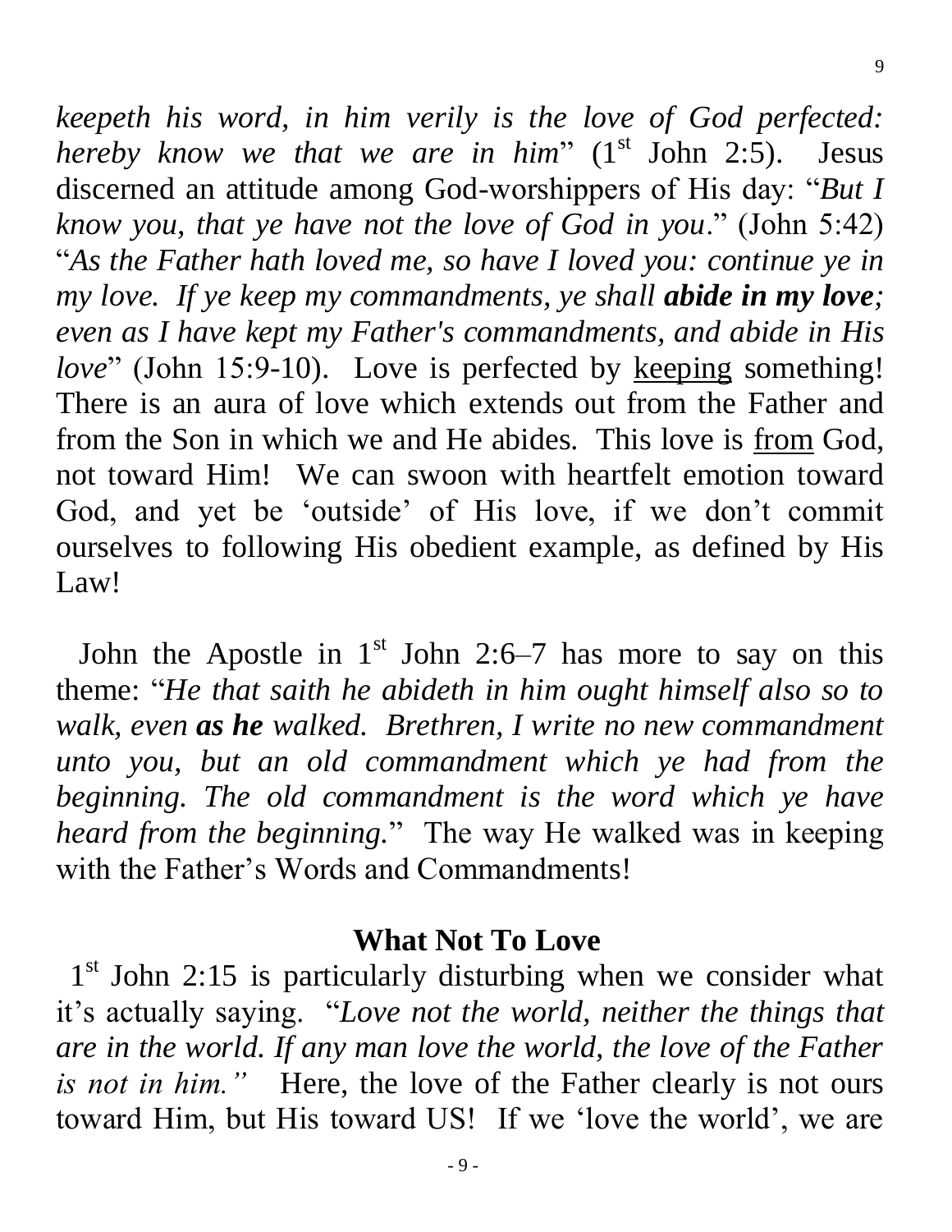*keepeth his word, in him verily is the love of God perfected: hereby know we that we are in him*" (1st John 2:5). Jesus discerned an attitude among God-worshippers of His day: "*But I know you, that ye have not the love of God in you*." (John 5:42) "*As the Father hath loved me, so have I loved you: continue ye in my love. If ye keep my commandments, ye shall **abide in my love**; even as I have kept my Father's commandments, and abide in His love*" (John 15:9-10). Love is perfected by <u>keeping</u> something! There is an aura of love which extends out from the Father and from the Son in which we and He abides. This love is <u>from</u> God, not toward Him! We can swoon with heartfelt emotion toward God, and yet be 'outside' of His love, if we don't commit ourselves to following His obedient example, as defined by His Law!

John the Apostle in 1st John 2:6–7 has more to say on this theme: "*He that saith he abideth in him ought himself also so to walk, even **as he** walked. Brethren, I write no new commandment unto you, but an old commandment which ye had from the beginning. The old commandment is the word which ye have heard from the beginning.*" The way He walked was in keeping with the Father's Words and Commandments!

## What Not To Love

1st John 2:15 is particularly disturbing when we consider what it's actually saying. "*Love not the world, neither the things that are in the world. If any man love the world, the love of the Father is not in him.*" Here, the love of the Father clearly is not ours toward Him, but His toward US! If we 'love the world', we are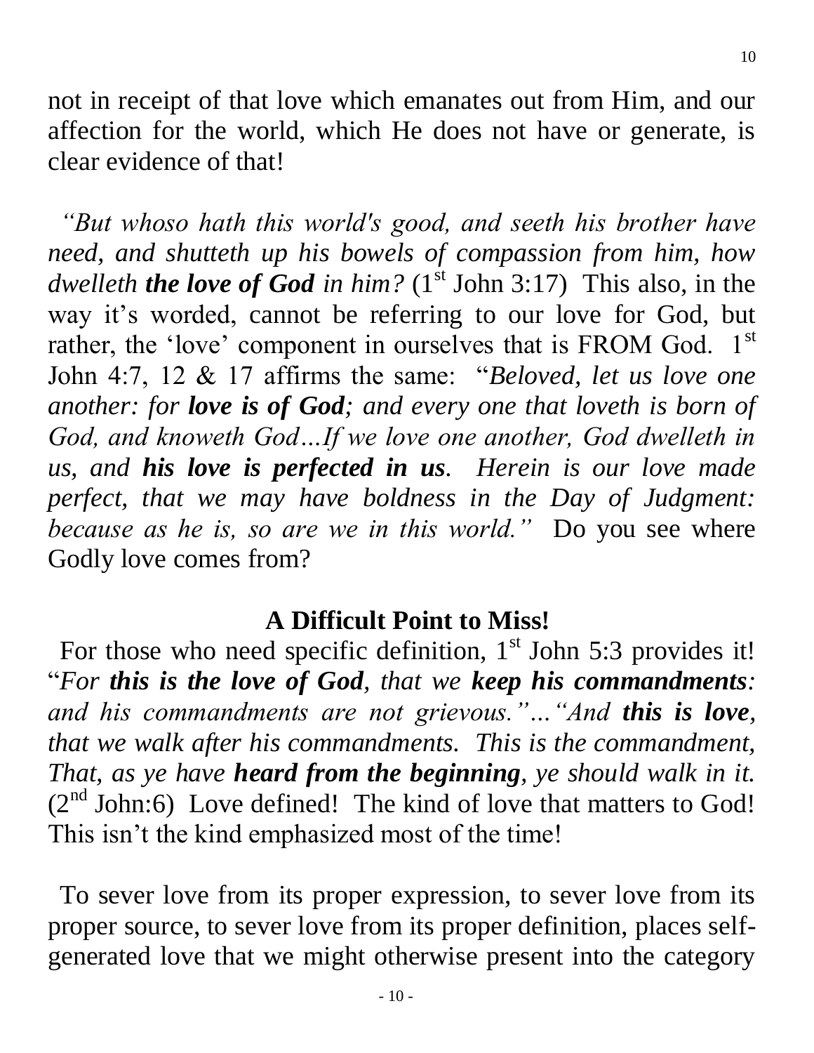not in receipt of that love which emanates out from Him, and our affection for the world, which He does not have or generate, is clear evidence of that!

*"But whoso hath this world's good, and seeth his brother have need, and shutteth up his bowels of compassion from him, how dwelleth **the love of God** in him?* (1st John 3:17) This also, in the way it's worded, cannot be referring to our love for God, but rather, the 'love' component in ourselves that is FROM God. 1st John 4:7, 12 & 17 affirms the same: "*Beloved, let us love one another: for **love is of God**; and every one that loveth is born of God, and knoweth God…If we love one another, God dwelleth in us, and **his love is perfected in us**. Herein is our love made perfect, that we may have boldness in the Day of Judgment: because as he is, so are we in this world."* Do you see where Godly love comes from?

### A Difficult Point to Miss!

For those who need specific definition, 1st John 5:3 provides it! "*For **this is the love of God**, that we **keep his commandments**: and his commandments are not grievous."…"And **this is love**, that we walk after his commandments. This is the commandment, That, as ye have **heard from the beginning**, ye should walk in it.* (2nd John:6) Love defined! The kind of love that matters to God! This isn't the kind emphasized most of the time!

To sever love from its proper expression, to sever love from its proper source, to sever love from its proper definition, places self-generated love that we might otherwise present into the category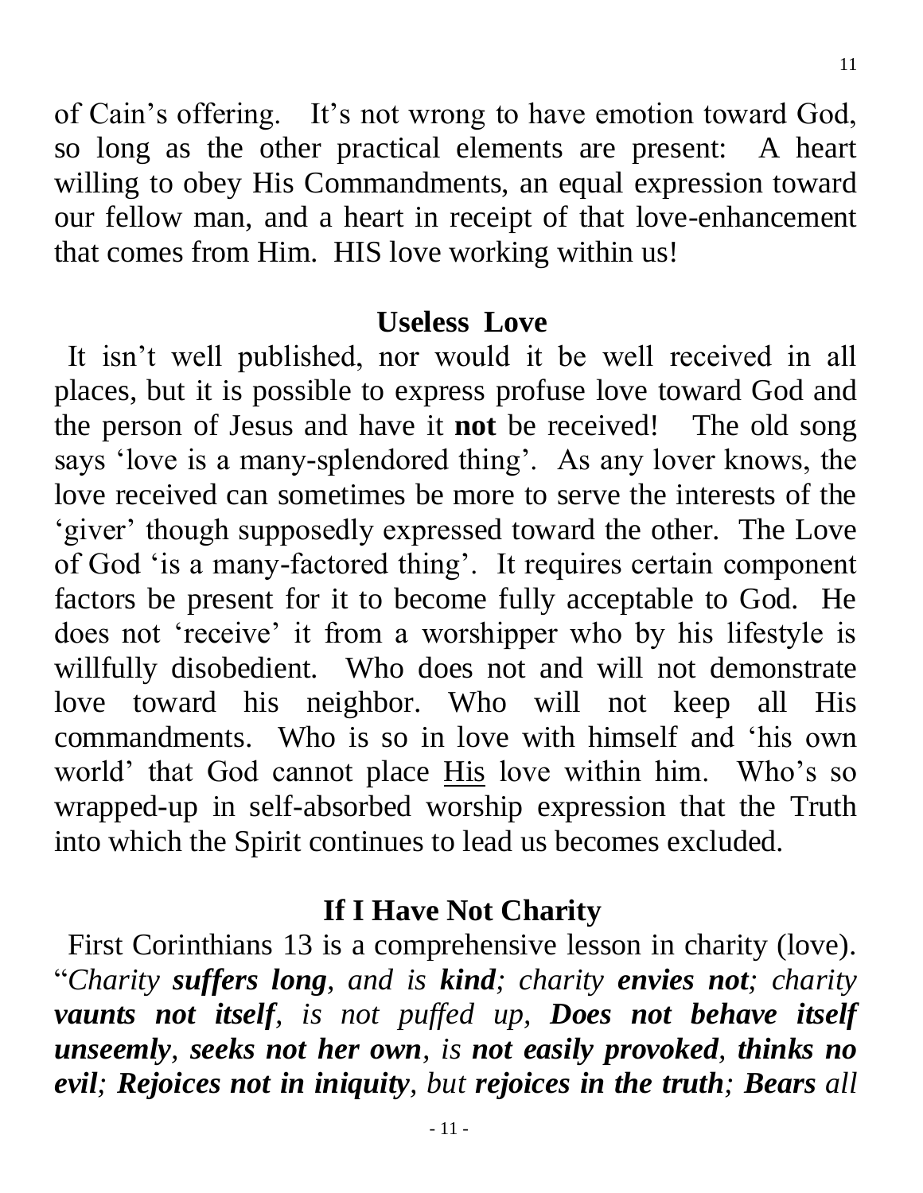of Cain's offering. It's not wrong to have emotion toward God, so long as the other practical elements are present: A heart willing to obey His Commandments, an equal expression toward our fellow man, and a heart in receipt of that love-enhancement that comes from Him. HIS love working within us!

## Useless Love

It isn't well published, nor would it be well received in all places, but it is possible to express profuse love toward God and the person of Jesus and have it **not** be received! The old song says 'love is a many-splendored thing'. As any lover knows, the love received can sometimes be more to serve the interests of the 'giver' though supposedly expressed toward the other. The Love of God 'is a many-factored thing'. It requires certain component factors be present for it to become fully acceptable to God. He does not 'receive' it from a worshipper who by his lifestyle is willfully disobedient. Who does not and will not demonstrate love toward his neighbor. Who will not keep all His commandments. Who is so in love with himself and 'his own world' that God cannot place <u>His</u> love within him. Who's so wrapped-up in self-absorbed worship expression that the Truth into which the Spirit continues to lead us becomes excluded.

## If I Have Not Charity

First Corinthians 13 is a comprehensive lesson in charity (love). "*Charity **suffers long**, and is **kind**; charity **envies not**; charity **vaunts not itself**, is not puffed up, **Does not behave itself unseemly**, **seeks not her own**, is **not easily provoked**, **thinks no evil**; **Rejoices not in iniquity**, but **rejoices in the truth**; **Bears** all*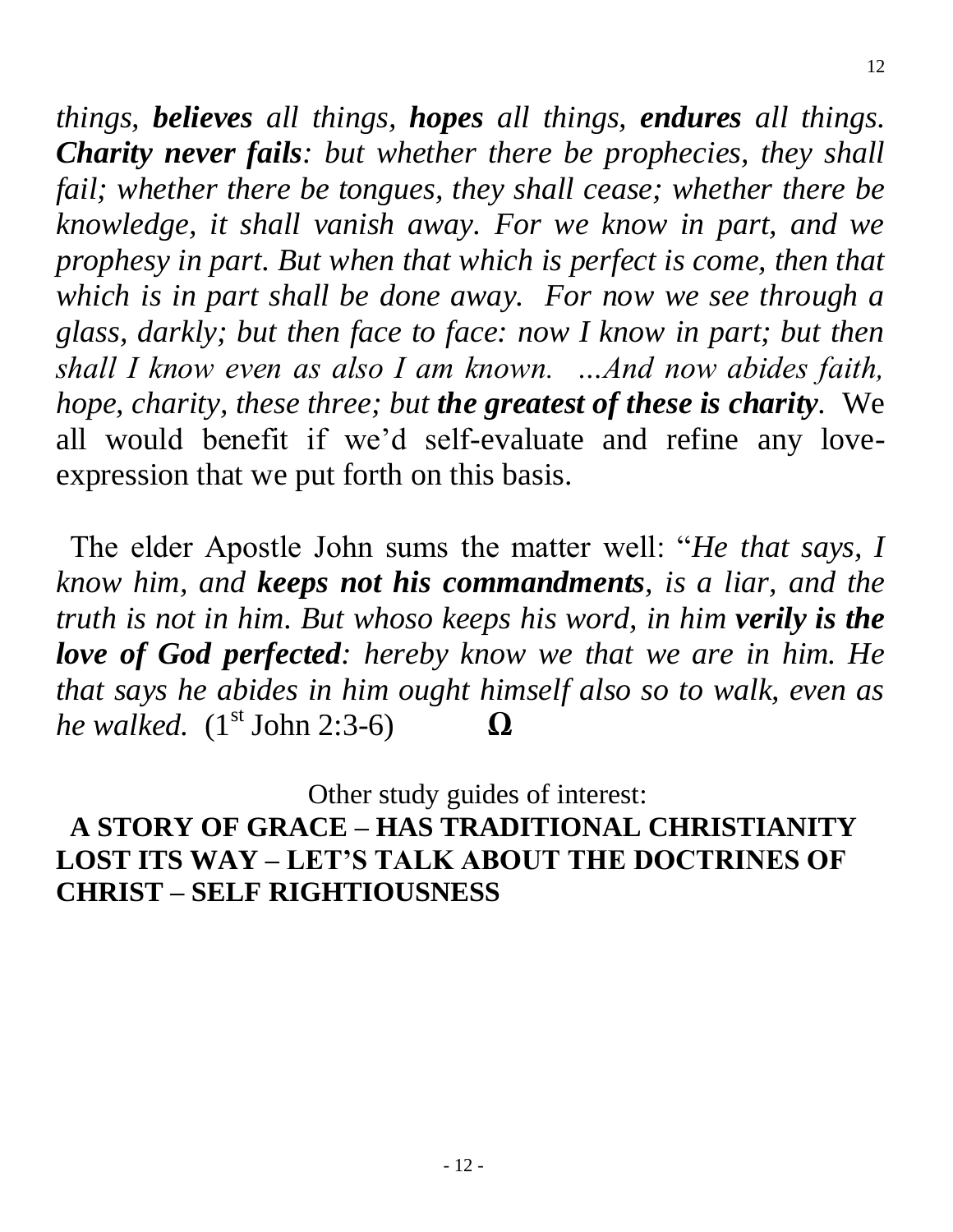*things, **believes** all things, **hopes** all things, **endures** all things. **Charity never fails**: but whether there be prophecies, they shall fail; whether there be tongues, they shall cease; whether there be knowledge, it shall vanish away. For we know in part, and we prophesy in part. But when that which is perfect is come, then that which is in part shall be done away. For now we see through a glass, darkly; but then face to face: now I know in part; but then shall I know even as also I am known. ...And now abides faith, hope, charity, these three; but **the greatest of these is charity**.* We all would benefit if we'd self-evaluate and refine any love-expression that we put forth on this basis.

The elder Apostle John sums the matter well: "*He that says, I know him, and **keeps not his commandments**, is a liar, and the truth is not in him. But whoso keeps his word, in him **verily is the love of God perfected**: hereby know we that we are in him. He that says he abides in him ought himself also so to walk, even as he walked.* (1st John 2:3-6) **Ω**

Other study guides of interest:

**A STORY OF GRACE – HAS TRADITIONAL CHRISTIANITY LOST ITS WAY – LET'S TALK ABOUT THE DOCTRINES OF CHRIST – SELF RIGHTIOUSNESS**